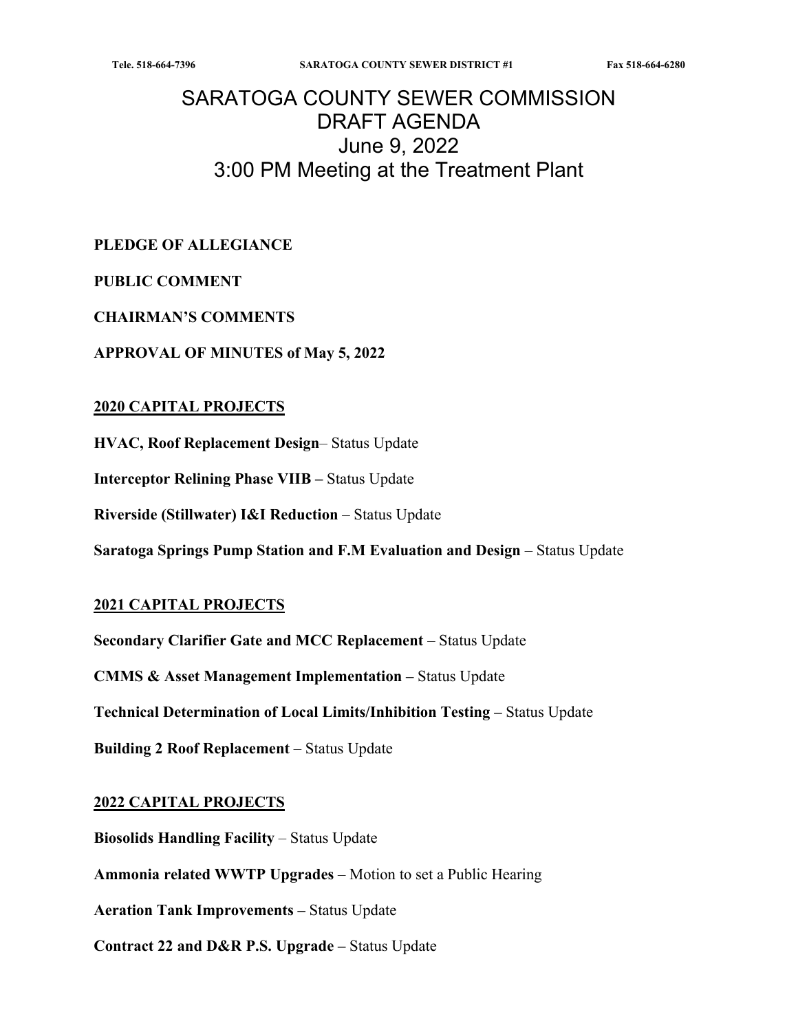# SARATOGA COUNTY SEWER COMMISSION
# DRAFT AGENDA
# June 9, 2022
# 3:00 PM Meeting at the Treatment Plant

**PLEDGE OF ALLEGIANCE**

**PUBLIC COMMENT**

**CHAIRMAN'S COMMENTS**

**APPROVAL OF MINUTES of May 5, 2022**

## 2020 CAPITAL PROJECTS

**HVAC, Roof Replacement Design**– Status Update

**Interceptor Relining Phase VIIB –** Status Update

**Riverside (Stillwater) I&I Reduction** – Status Update

**Saratoga Springs Pump Station and F.M Evaluation and Design** – Status Update

## 2021 CAPITAL PROJECTS

**Secondary Clarifier Gate and MCC Replacement** – Status Update

**CMMS & Asset Management Implementation –** Status Update

**Technical Determination of Local Limits/Inhibition Testing –** Status Update

**Building 2 Roof Replacement** – Status Update

## 2022 CAPITAL PROJECTS

**Biosolids Handling Facility** – Status Update

**Ammonia related WWTP Upgrades** – Motion to set a Public Hearing

**Aeration Tank Improvements –** Status Update

**Contract 22 and D&R P.S. Upgrade –** Status Update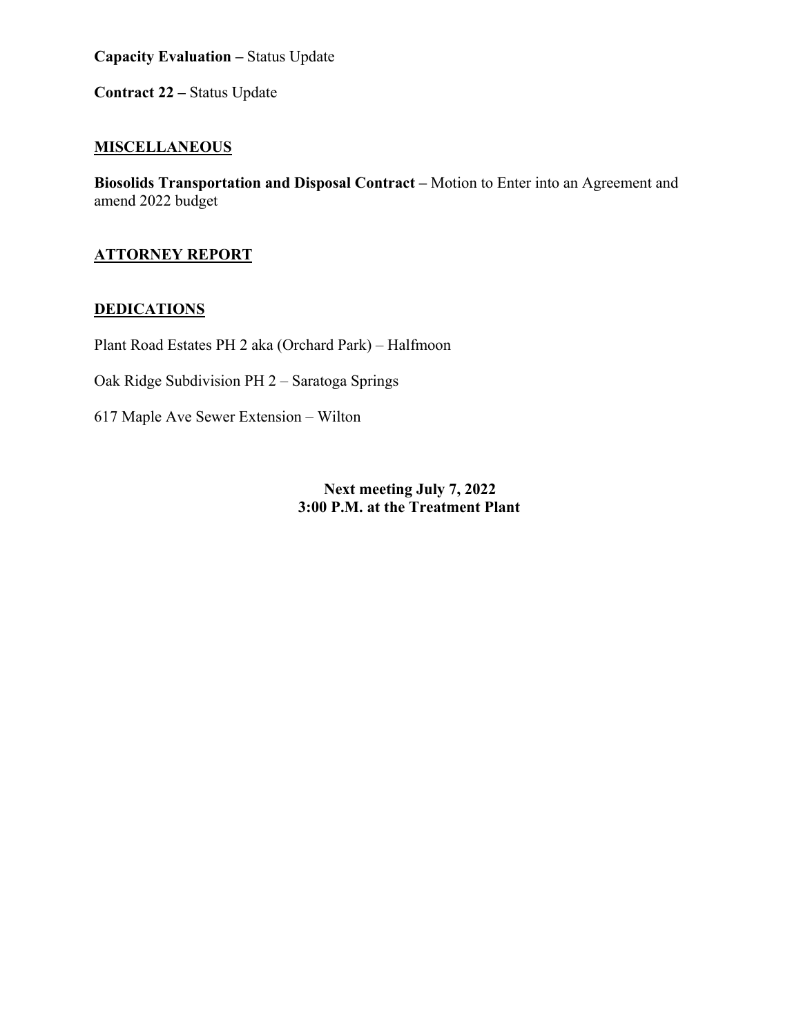**Capacity Evaluation –** Status Update

**Contract 22 –** Status Update

## MISCELLANEOUS

**Biosolids Transportation and Disposal Contract –** Motion to Enter into an Agreement and amend 2022 budget

## ATTORNEY REPORT

## DEDICATIONS

Plant Road Estates PH 2 aka (Orchard Park) – Halfmoon

Oak Ridge Subdivision PH 2 – Saratoga Springs

617 Maple Ave Sewer Extension – Wilton

**Next meeting July 7, 2022**
**3:00 P.M. at the Treatment Plant**